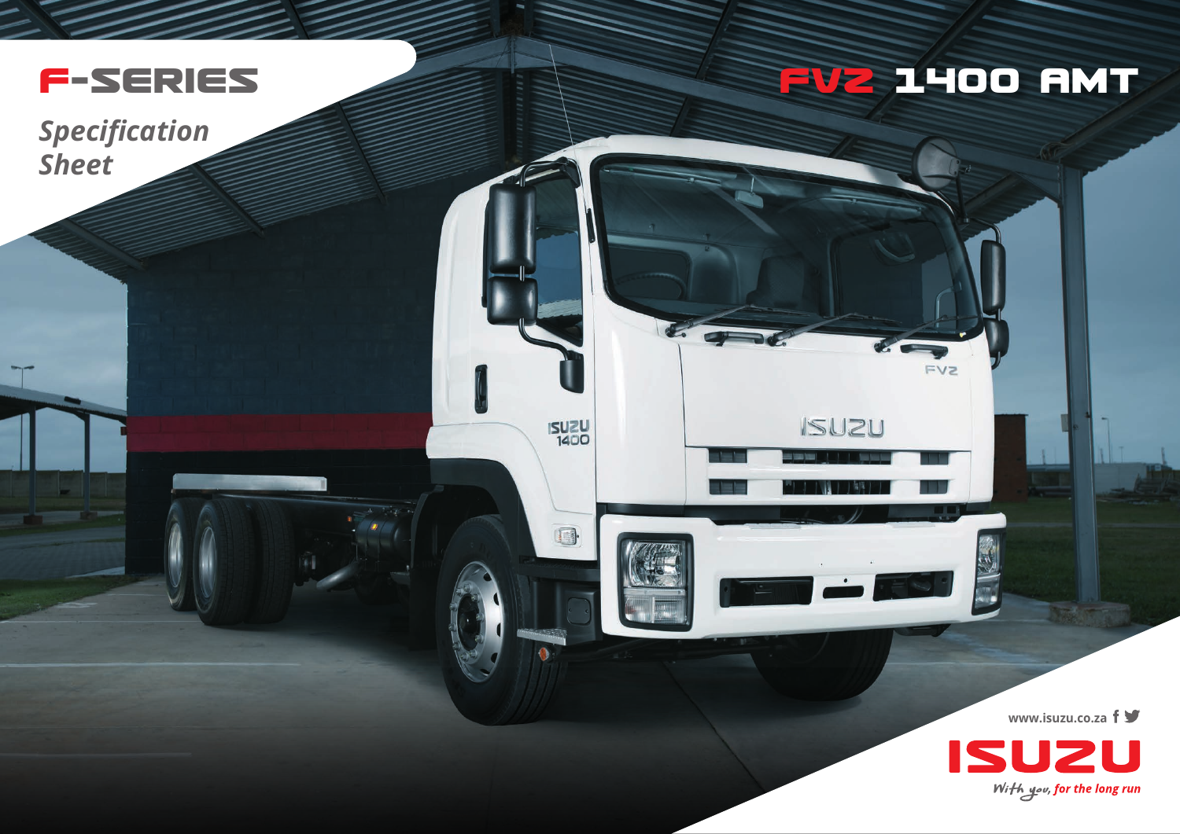# F-SERIES

*Specification Sheet*

# FVZ 1400 AMT

www.isuzu.co.za

ISUZU

*With you, for the long run*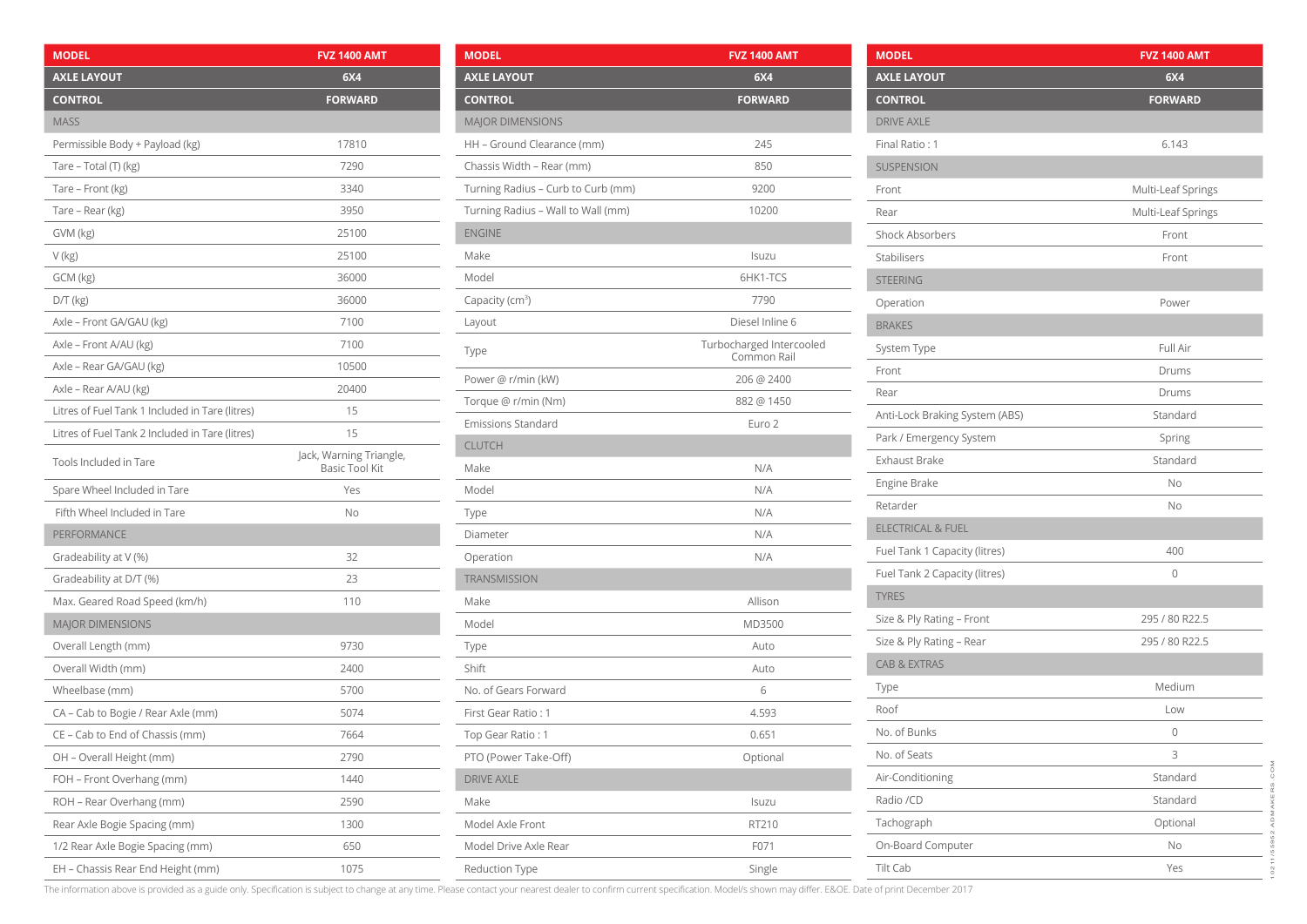| MODEL | FVZ 1400 AMT |
|---|---|
| AXLE LAYOUT | 6X4 |
| CONTROL | FORWARD |
| MASS | |
| Permissible Body + Payload (kg) | 17810 |
| Tare – Total (T) (kg) | 7290 |
| Tare – Front (kg) | 3340 |
| Tare – Rear (kg) | 3950 |
| GVM (kg) | 25100 |
| V (kg) | 25100 |
| GCM (kg) | 36000 |
| D/T (kg) | 36000 |
| Axle – Front GA/GAU (kg) | 7100 |
| Axle – Front A/AU (kg) | 7100 |
| Axle – Rear GA/GAU (kg) | 10500 |
| Axle – Rear A/AU (kg) | 20400 |
| Litres of Fuel Tank 1 Included in Tare (litres) | 15 |
| Litres of Fuel Tank 2 Included in Tare (litres) | 15 |
| Tools Included in Tare | Jack, Warning Triangle, Basic Tool Kit |
| Spare Wheel Included in Tare | Yes |
| Fifth Wheel Included in Tare | No |
| PERFORMANCE | |
| Gradeability at V (%) | 32 |
| Gradeability at D/T (%) | 23 |
| Max. Geared Road Speed (km/h) | 110 |
| MAJOR DIMENSIONS | |
| Overall Length (mm) | 9730 |
| Overall Width (mm) | 2400 |
| Wheelbase (mm) | 5700 |
| CA – Cab to Bogie / Rear Axle (mm) | 5074 |
| CE – Cab to End of Chassis (mm) | 7664 |
| OH – Overall Height (mm) | 2790 |
| FOH – Front Overhang (mm) | 1440 |
| ROH – Rear Overhang (mm) | 2590 |
| Rear Axle Bogie Spacing (mm) | 1300 |
| 1/2 Rear Axle Bogie Spacing (mm) | 650 |
| EH – Chassis Rear End Height (mm) | 1075 |

| MODEL | FVZ 1400 AMT |
|---|---|
| AXLE LAYOUT | 6X4 |
| CONTROL | FORWARD |
| MAJOR DIMENSIONS | |
| HH – Ground Clearance (mm) | 245 |
| Chassis Width – Rear (mm) | 850 |
| Turning Radius – Curb to Curb (mm) | 9200 |
| Turning Radius – Wall to Wall (mm) | 10200 |
| ENGINE | |
| Make | Isuzu |
| Model | 6HK1-TCS |
| Capacity (cm$^3$) | 7790 |
| Layout | Diesel Inline 6 |
| Type | Turbocharged Intercooled Common Rail |
| Power @ r/min (kW) | 206 @ 2400 |
| Torque @ r/min (Nm) | 882 @ 1450 |
| Emissions Standard | Euro 2 |
| CLUTCH | |
| Make | N/A |
| Model | N/A |
| Type | N/A |
| Diameter | N/A |
| Operation | N/A |
| TRANSMISSION | |
| Make | Allison |
| Model | MD3500 |
| Type | Auto |
| Shift | Auto |
| No. of Gears Forward | 6 |
| First Gear Ratio : 1 | 4.593 |
| Top Gear Ratio : 1 | 0.651 |
| PTO (Power Take-Off) | Optional |
| DRIVE AXLE | |
| Make | Isuzu |
| Model Axle Front | RT210 |
| Model Drive Axle Rear | F071 |
| Reduction Type | Single |

| MODEL | FVZ 1400 AMT |
|---|---|
| AXLE LAYOUT | 6X4 |
| CONTROL | FORWARD |
| DRIVE AXLE | |
| Final Ratio : 1 | 6.143 |
| SUSPENSION | |
| Front | Multi-Leaf Springs |
| Rear | Multi-Leaf Springs |
| Shock Absorbers | Front |
| Stabilisers | Front |
| STEERING | |
| Operation | Power |
| BRAKES | |
| System Type | Full Air |
| Front | Drums |
| Rear | Drums |
| Anti-Lock Braking System (ABS) | Standard |
| Park / Emergency System | Spring |
| Exhaust Brake | Standard |
| Engine Brake | No |
| Retarder | No |
| ELECTRICAL & FUEL | |
| Fuel Tank 1 Capacity (litres) | 400 |
| Fuel Tank 2 Capacity (litres) | 0 |
| TYRES | |
| Size & Ply Rating – Front | 295 / 80 R22.5 |
| Size & Ply Rating – Rear | 295 / 80 R22.5 |
| CAB & EXTRAS | |
| Type | Medium |
| Roof | Low |
| No. of Bunks | 0 |
| No. of Seats | 3 |
| Air-Conditioning | Standard |
| Radio /CD | Standard |
| Tachograph | Optional |
| On-Board Computer | No |
| Tilt Cab | Yes |

The information above is provided as a guide only. Specification is subject to change at any time. Please contact your nearest dealer to confirm current specification. Model/s shown may differ. E&OE. Date of print December 2017